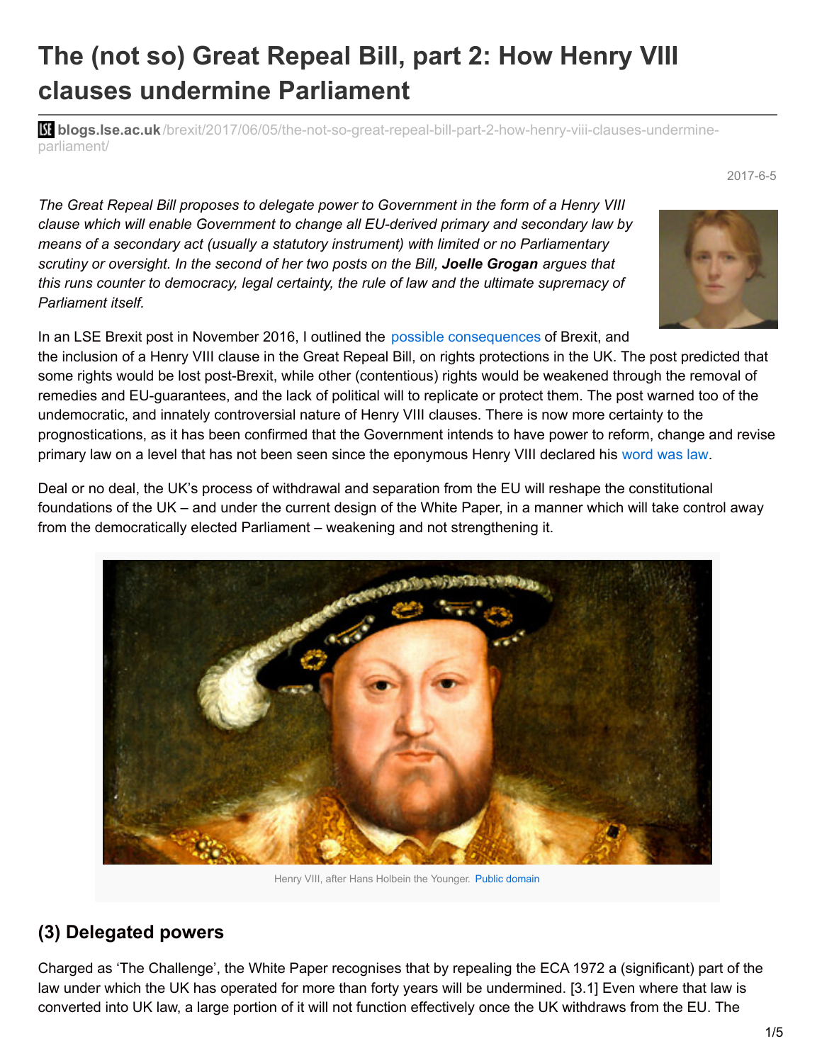# The (not so) Great Repeal Bill, part 2: How Henry VIII clauses undermine Parliament

**blogs.lse.ac.uk**/brexit/2017/06/05/the-not-so-great-repeal-bill-part-2-how-henry-viii-clauses-undermine-parliament/

2017-6-5

*The Great Repeal Bill proposes to delegate power to Government in the form of a Henry VIII clause which will enable Government to change all EU-derived primary and secondary law by means of a secondary act (usually a statutory instrument) with limited or no Parliamentary scrutiny or oversight. In the second of her two posts on the Bill,* ***Joelle Grogan*** *argues that this runs counter to democracy, legal certainty, the rule of law and the ultimate supremacy of Parliament itself.*

In an LSE Brexit post in November 2016, I outlined the possible consequences of Brexit, and the inclusion of a Henry VIII clause in the Great Repeal Bill, on rights protections in the UK. The post predicted that some rights would be lost post-Brexit, while other (contentious) rights would be weakened through the removal of remedies and EU-guarantees, and the lack of political will to replicate or protect them. The post warned too of the undemocratic, and innately controversial nature of Henry VIII clauses. There is now more certainty to the prognostications, as it has been confirmed that the Government intends to have power to reform, change and revise primary law on a level that has not been seen since the eponymous Henry VIII declared his word was law.

Deal or no deal, the UK's process of withdrawal and separation from the EU will reshape the constitutional foundations of the UK – and under the current design of the White Paper, in a manner which will take control away from the democratically elected Parliament – weakening and not strengthening it.

Henry VIII, after Hans Holbein the Younger. Public domain

## (3) Delegated powers

Charged as 'The Challenge', the White Paper recognises that by repealing the ECA 1972 a (significant) part of the law under which the UK has operated for more than forty years will be undermined. [3.1] Even where that law is converted into UK law, a large portion of it will not function effectively once the UK withdraws from the EU. The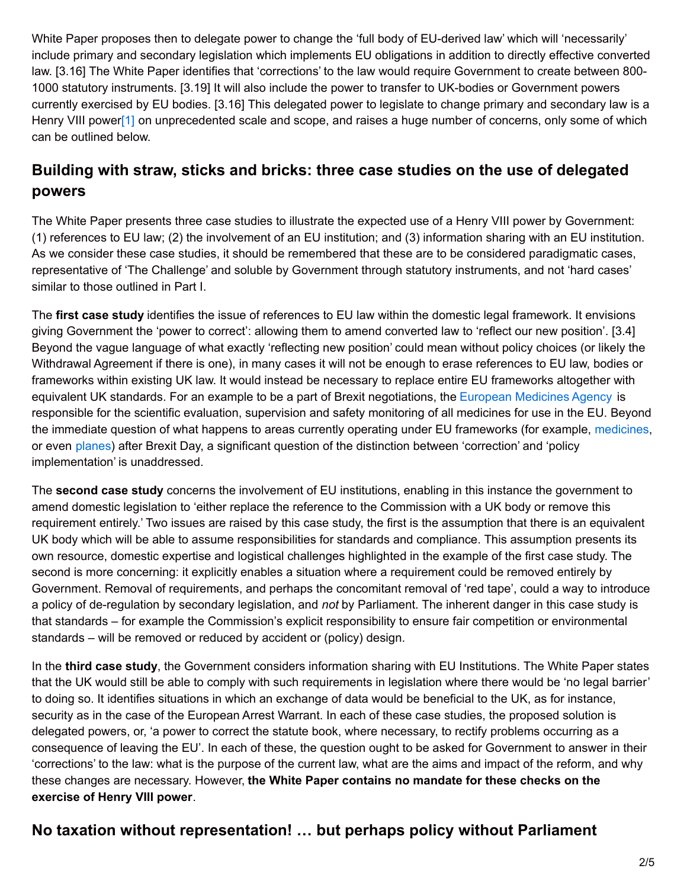White Paper proposes then to delegate power to change the 'full body of EU-derived law' which will 'necessarily' include primary and secondary legislation which implements EU obligations in addition to directly effective converted law. [3.16] The White Paper identifies that 'corrections' to the law would require Government to create between 800-1000 statutory instruments. [3.19] It will also include the power to transfer to UK-bodies or Government powers currently exercised by EU bodies. [3.16] This delegated power to legislate to change primary and secondary law is a Henry VIII power[1] on unprecedented scale and scope, and raises a huge number of concerns, only some of which can be outlined below.

## Building with straw, sticks and bricks: three case studies on the use of delegated powers

The White Paper presents three case studies to illustrate the expected use of a Henry VIII power by Government: (1) references to EU law; (2) the involvement of an EU institution; and (3) information sharing with an EU institution. As we consider these case studies, it should be remembered that these are to be considered paradigmatic cases, representative of 'The Challenge' and soluble by Government through statutory instruments, and not 'hard cases' similar to those outlined in Part I.

The **first case study** identifies the issue of references to EU law within the domestic legal framework. It envisions giving Government the 'power to correct': allowing them to amend converted law to 'reflect our new position'. [3.4] Beyond the vague language of what exactly 'reflecting new position' could mean without policy choices (or likely the Withdrawal Agreement if there is one), in many cases it will not be enough to erase references to EU law, bodies or frameworks within existing UK law. It would instead be necessary to replace entire EU frameworks altogether with equivalent UK standards. For an example to be a part of Brexit negotiations, the European Medicines Agency is responsible for the scientific evaluation, supervision and safety monitoring of all medicines for use in the EU. Beyond the immediate question of what happens to areas currently operating under EU frameworks (for example, medicines, or even planes) after Brexit Day, a significant question of the distinction between 'correction' and 'policy implementation' is unaddressed.

The **second case study** concerns the involvement of EU institutions, enabling in this instance the government to amend domestic legislation to 'either replace the reference to the Commission with a UK body or remove this requirement entirely.' Two issues are raised by this case study, the first is the assumption that there is an equivalent UK body which will be able to assume responsibilities for standards and compliance. This assumption presents its own resource, domestic expertise and logistical challenges highlighted in the example of the first case study. The second is more concerning: it explicitly enables a situation where a requirement could be removed entirely by Government. Removal of requirements, and perhaps the concomitant removal of 'red tape', could a way to introduce a policy of de-regulation by secondary legislation, and *not* by Parliament. The inherent danger in this case study is that standards – for example the Commission's explicit responsibility to ensure fair competition or environmental standards – will be removed or reduced by accident or (policy) design.

In the **third case study**, the Government considers information sharing with EU Institutions. The White Paper states that the UK would still be able to comply with such requirements in legislation where there would be 'no legal barrier' to doing so. It identifies situations in which an exchange of data would be beneficial to the UK, as for instance, security as in the case of the European Arrest Warrant. In each of these case studies, the proposed solution is delegated powers, or, 'a power to correct the statute book, where necessary, to rectify problems occurring as a consequence of leaving the EU'. In each of these, the question ought to be asked for Government to answer in their 'corrections' to the law: what is the purpose of the current law, what are the aims and impact of the reform, and why these changes are necessary. However, **the White Paper contains no mandate for these checks on the exercise of Henry VIII power**.

## No taxation without representation! … but perhaps policy without Parliament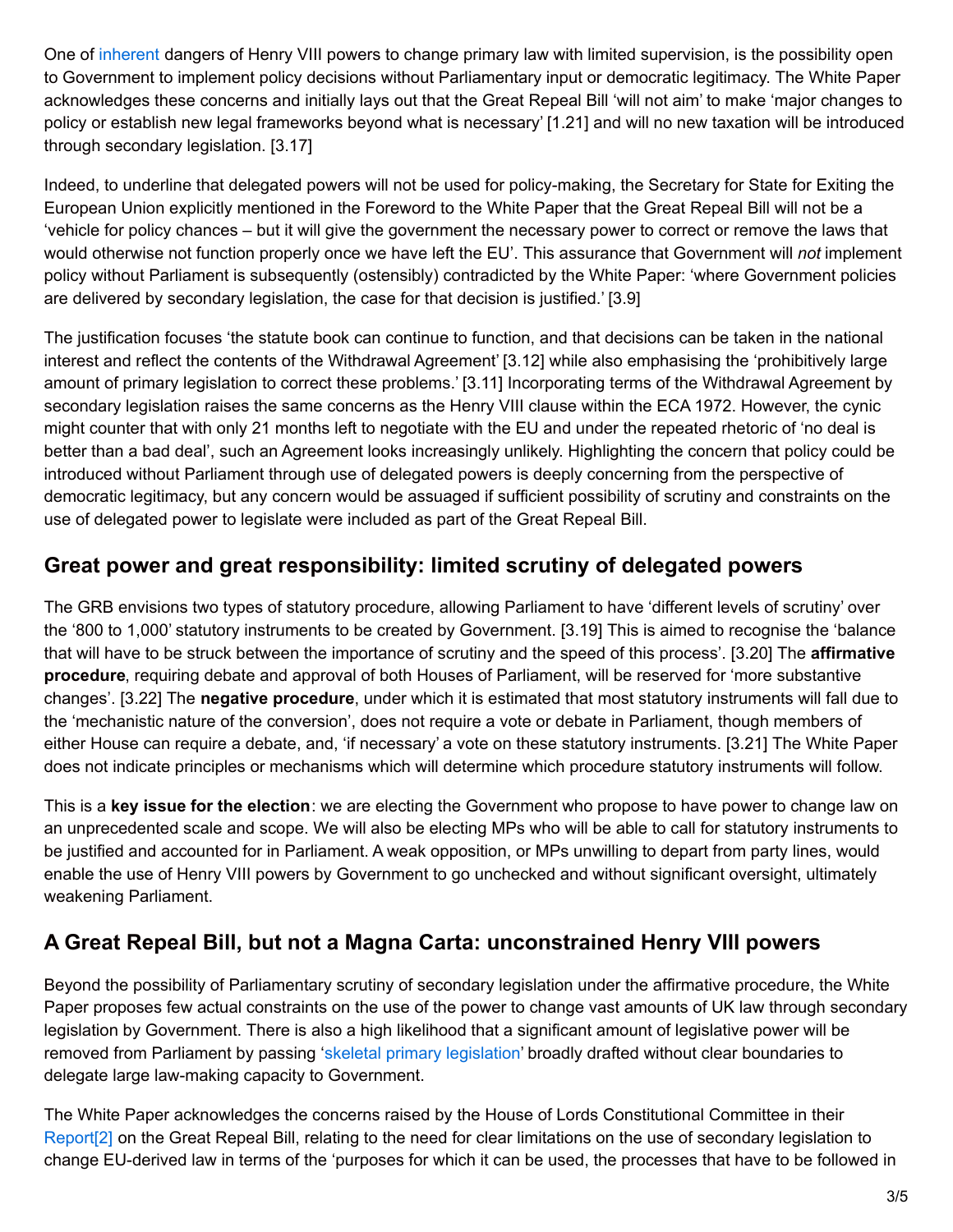One of inherent dangers of Henry VIII powers to change primary law with limited supervision, is the possibility open to Government to implement policy decisions without Parliamentary input or democratic legitimacy. The White Paper acknowledges these concerns and initially lays out that the Great Repeal Bill 'will not aim' to make 'major changes to policy or establish new legal frameworks beyond what is necessary' [1.21] and will no new taxation will be introduced through secondary legislation. [3.17]

Indeed, to underline that delegated powers will not be used for policy-making, the Secretary for State for Exiting the European Union explicitly mentioned in the Foreword to the White Paper that the Great Repeal Bill will not be a 'vehicle for policy chances – but it will give the government the necessary power to correct or remove the laws that would otherwise not function properly once we have left the EU'. This assurance that Government will *not* implement policy without Parliament is subsequently (ostensibly) contradicted by the White Paper: 'where Government policies are delivered by secondary legislation, the case for that decision is justified.' [3.9]

The justification focuses 'the statute book can continue to function, and that decisions can be taken in the national interest and reflect the contents of the Withdrawal Agreement' [3.12] while also emphasising the 'prohibitively large amount of primary legislation to correct these problems.' [3.11] Incorporating terms of the Withdrawal Agreement by secondary legislation raises the same concerns as the Henry VIII clause within the ECA 1972. However, the cynic might counter that with only 21 months left to negotiate with the EU and under the repeated rhetoric of 'no deal is better than a bad deal', such an Agreement looks increasingly unlikely. Highlighting the concern that policy could be introduced without Parliament through use of delegated powers is deeply concerning from the perspective of democratic legitimacy, but any concern would be assuaged if sufficient possibility of scrutiny and constraints on the use of delegated power to legislate were included as part of the Great Repeal Bill.

## Great power and great responsibility: limited scrutiny of delegated powers

The GRB envisions two types of statutory procedure, allowing Parliament to have 'different levels of scrutiny' over the '800 to 1,000' statutory instruments to be created by Government. [3.19] This is aimed to recognise the 'balance that will have to be struck between the importance of scrutiny and the speed of this process'. [3.20] The **affirmative procedure**, requiring debate and approval of both Houses of Parliament, will be reserved for 'more substantive changes'. [3.22] The **negative procedure**, under which it is estimated that most statutory instruments will fall due to the 'mechanistic nature of the conversion', does not require a vote or debate in Parliament, though members of either House can require a debate, and, 'if necessary' a vote on these statutory instruments. [3.21] The White Paper does not indicate principles or mechanisms which will determine which procedure statutory instruments will follow.

This is a **key issue for the election**: we are electing the Government who propose to have power to change law on an unprecedented scale and scope. We will also be electing MPs who will be able to call for statutory instruments to be justified and accounted for in Parliament. A weak opposition, or MPs unwilling to depart from party lines, would enable the use of Henry VIII powers by Government to go unchecked and without significant oversight, ultimately weakening Parliament.

## A Great Repeal Bill, but not a Magna Carta: unconstrained Henry VIII powers

Beyond the possibility of Parliamentary scrutiny of secondary legislation under the affirmative procedure, the White Paper proposes few actual constraints on the use of the power to change vast amounts of UK law through secondary legislation by Government. There is also a high likelihood that a significant amount of legislative power will be removed from Parliament by passing 'skeletal primary legislation' broadly drafted without clear boundaries to delegate large law-making capacity to Government.

The White Paper acknowledges the concerns raised by the House of Lords Constitutional Committee in their Report[2] on the Great Repeal Bill, relating to the need for clear limitations on the use of secondary legislation to change EU-derived law in terms of the 'purposes for which it can be used, the processes that have to be followed in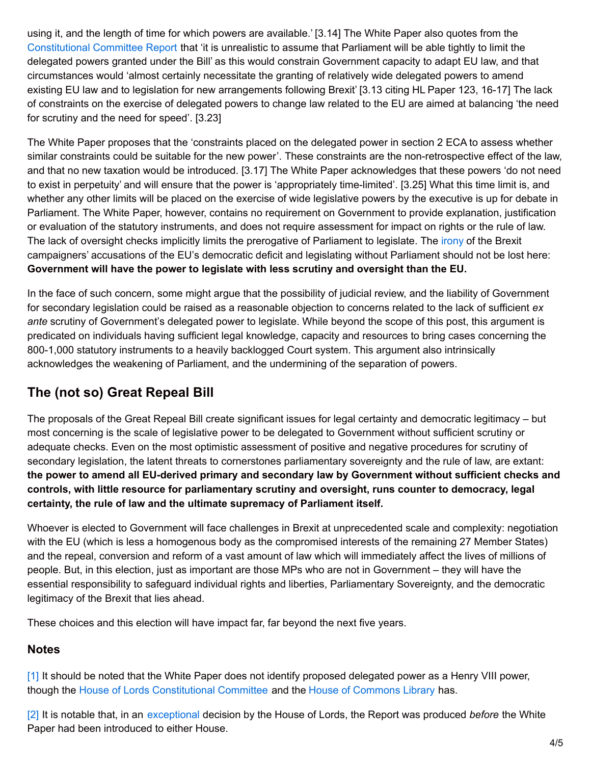using it, and the length of time for which powers are available.' [3.14] The White Paper also quotes from the Constitutional Committee Report that 'it is unrealistic to assume that Parliament will be able tightly to limit the delegated powers granted under the Bill' as this would constrain Government capacity to adapt EU law, and that circumstances would 'almost certainly necessitate the granting of relatively wide delegated powers to amend existing EU law and to legislation for new arrangements following Brexit' [3.13 citing HL Paper 123, 16-17] The lack of constraints on the exercise of delegated powers to change law related to the EU are aimed at balancing 'the need for scrutiny and the need for speed'. [3.23]

The White Paper proposes that the 'constraints placed on the delegated power in section 2 ECA to assess whether similar constraints could be suitable for the new power'. These constraints are the non-retrospective effect of the law, and that no new taxation would be introduced. [3.17] The White Paper acknowledges that these powers 'do not need to exist in perpetuity' and will ensure that the power is 'appropriately time-limited'. [3.25] What this time limit is, and whether any other limits will be placed on the exercise of wide legislative powers by the executive is up for debate in Parliament. The White Paper, however, contains no requirement on Government to provide explanation, justification or evaluation of the statutory instruments, and does not require assessment for impact on rights or the rule of law. The lack of oversight checks implicitly limits the prerogative of Parliament to legislate. The irony of the Brexit campaigners' accusations of the EU's democratic deficit and legislating without Parliament should not be lost here: **Government will have the power to legislate with less scrutiny and oversight than the EU.**

In the face of such concern, some might argue that the possibility of judicial review, and the liability of Government for secondary legislation could be raised as a reasonable objection to concerns related to the lack of sufficient *ex ante* scrutiny of Government's delegated power to legislate. While beyond the scope of this post, this argument is predicated on individuals having sufficient legal knowledge, capacity and resources to bring cases concerning the 800-1,000 statutory instruments to a heavily backlogged Court system. This argument also intrinsically acknowledges the weakening of Parliament, and the undermining of the separation of powers.

## The (not so) Great Repeal Bill

The proposals of the Great Repeal Bill create significant issues for legal certainty and democratic legitimacy – but most concerning is the scale of legislative power to be delegated to Government without sufficient scrutiny or adequate checks. Even on the most optimistic assessment of positive and negative procedures for scrutiny of secondary legislation, the latent threats to cornerstones parliamentary sovereignty and the rule of law, are extant: **the power to amend all EU-derived primary and secondary law by Government without sufficient checks and controls, with little resource for parliamentary scrutiny and oversight, runs counter to democracy, legal certainty, the rule of law and the ultimate supremacy of Parliament itself.**

Whoever is elected to Government will face challenges in Brexit at unprecedented scale and complexity: negotiation with the EU (which is less a homogenous body as the compromised interests of the remaining 27 Member States) and the repeal, conversion and reform of a vast amount of law which will immediately affect the lives of millions of people. But, in this election, just as important are those MPs who are not in Government – they will have the essential responsibility to safeguard individual rights and liberties, Parliamentary Sovereignty, and the democratic legitimacy of the Brexit that lies ahead.

These choices and this election will have impact far, far beyond the next five years.

### Notes

[1] It should be noted that the White Paper does not identify proposed delegated power as a Henry VIII power, though the House of Lords Constitutional Committee and the House of Commons Library has.

[2] It is notable that, in an exceptional decision by the House of Lords, the Report was produced *before* the White Paper had been introduced to either House.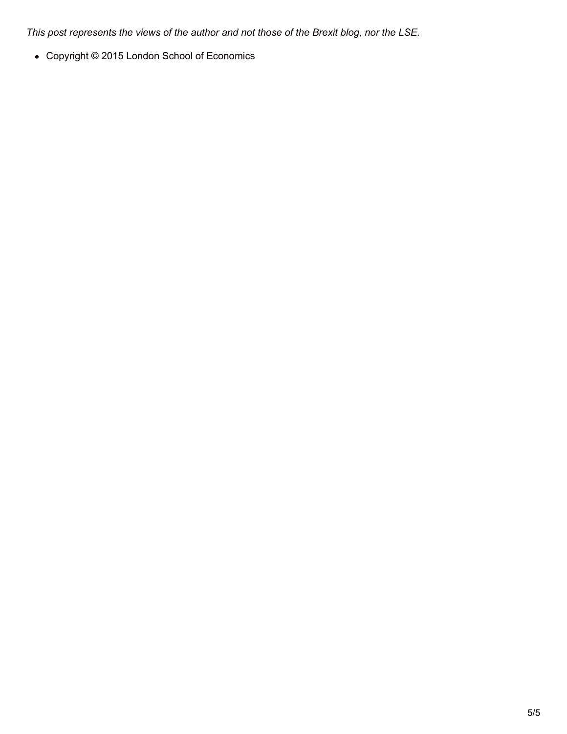*This post represents the views of the author and not those of the Brexit blog, nor the LSE.*

- Copyright © 2015 London School of Economics